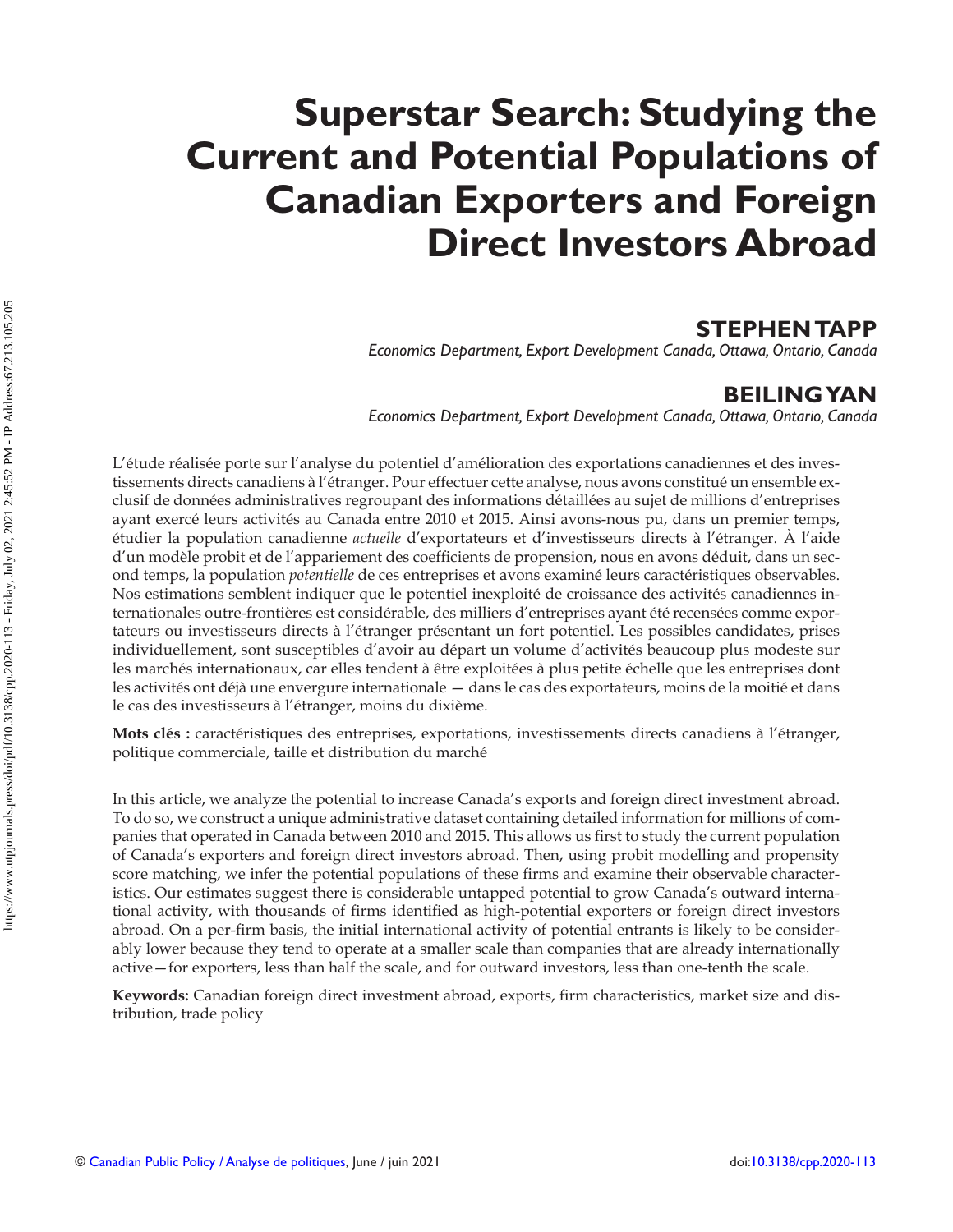# Superstar Search: Studying the Current and Potential Populations of Canadian Exporters and Foreign Direct Investors Abroad

**STEPHEN TAPP**

*Economics Department, Export Development Canada, Ottawa, Ontario, Canada*

**BEILING YAN**

*Economics Department, Export Development Canada, Ottawa, Ontario, Canada*

L'étude réalisée porte sur l'analyse du potentiel d'amélioration des exportations canadiennes et des investissements directs canadiens à l'étranger. Pour effectuer cette analyse, nous avons constitué un ensemble exclusif de données administratives regroupant des informations détaillées au sujet de millions d'entreprises ayant exercé leurs activités au Canada entre 2010 et 2015. Ainsi avons-nous pu, dans un premier temps, étudier la population canadienne *actuelle* d'exportateurs et d'investisseurs directs à l'étranger. À l'aide d'un modèle probit et de l'appariement des coefficients de propension, nous en avons déduit, dans un second temps, la population *potentielle* de ces entreprises et avons examiné leurs caractéristiques observables. Nos estimations semblent indiquer que le potentiel inexploité de croissance des activités canadiennes internationales outre-frontières est considérable, des milliers d'entreprises ayant été recensées comme exportateurs ou investisseurs directs à l'étranger présentant un fort potentiel. Les possibles candidates, prises individuellement, sont susceptibles d'avoir au départ un volume d'activités beaucoup plus modeste sur les marchés internationaux, car elles tendent à être exploitées à plus petite échelle que les entreprises dont les activités ont déjà une envergure internationale — dans le cas des exportateurs, moins de la moitié et dans le cas des investisseurs à l'étranger, moins du dixième.

**Mots clés :** caractéristiques des entreprises, exportations, investissements directs canadiens à l'étranger, politique commerciale, taille et distribution du marché

In this article, we analyze the potential to increase Canada's exports and foreign direct investment abroad. To do so, we construct a unique administrative dataset containing detailed information for millions of companies that operated in Canada between 2010 and 2015. This allows us first to study the current population of Canada's exporters and foreign direct investors abroad. Then, using probit modelling and propensity score matching, we infer the potential populations of these firms and examine their observable characteristics. Our estimates suggest there is considerable untapped potential to grow Canada's outward international activity, with thousands of firms identified as high-potential exporters or foreign direct investors abroad. On a per-firm basis, the initial international activity of potential entrants is likely to be considerably lower because they tend to operate at a smaller scale than companies that are already internationally active—for exporters, less than half the scale, and for outward investors, less than one-tenth the scale.

**Keywords:** Canadian foreign direct investment abroad, exports, firm characteristics, market size and distribution, trade policy

© Canadian Public Policy / Analyse de politiques, June / juin 2021 doi:10.3138/cpp.2020-113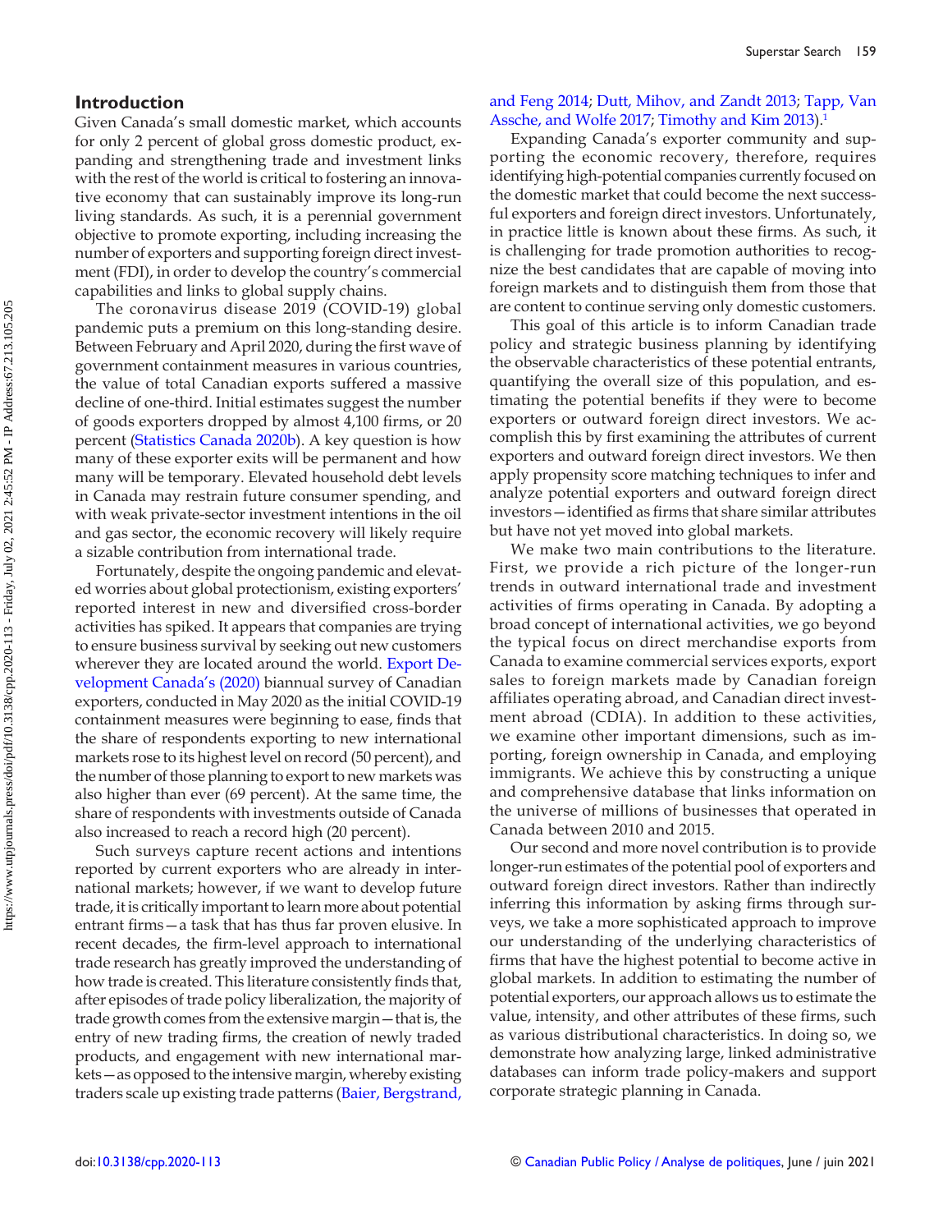## Introduction

Given Canada's small domestic market, which accounts for only 2 percent of global gross domestic product, expanding and strengthening trade and investment links with the rest of the world is critical to fostering an innovative economy that can sustainably improve its long-run living standards. As such, it is a perennial government objective to promote exporting, including increasing the number of exporters and supporting foreign direct investment (FDI), in order to develop the country's commercial capabilities and links to global supply chains.

The coronavirus disease 2019 (COVID-19) global pandemic puts a premium on this long-standing desire. Between February and April 2020, during the first wave of government containment measures in various countries, the value of total Canadian exports suffered a massive decline of one-third. Initial estimates suggest the number of goods exporters dropped by almost 4,100 firms, or 20 percent (Statistics Canada 2020b). A key question is how many of these exporter exits will be permanent and how many will be temporary. Elevated household debt levels in Canada may restrain future consumer spending, and with weak private-sector investment intentions in the oil and gas sector, the economic recovery will likely require a sizable contribution from international trade.

Fortunately, despite the ongoing pandemic and elevated worries about global protectionism, existing exporters' reported interest in new and diversified cross-border activities has spiked. It appears that companies are trying to ensure business survival by seeking out new customers wherever they are located around the world. Export Development Canada's (2020) biannual survey of Canadian exporters, conducted in May 2020 as the initial COVID-19 containment measures were beginning to ease, finds that the share of respondents exporting to new international markets rose to its highest level on record (50 percent), and the number of those planning to export to new markets was also higher than ever (69 percent). At the same time, the share of respondents with investments outside of Canada also increased to reach a record high (20 percent).

Such surveys capture recent actions and intentions reported by current exporters who are already in international markets; however, if we want to develop future trade, it is critically important to learn more about potential entrant firms—a task that has thus far proven elusive. In recent decades, the firm-level approach to international trade research has greatly improved the understanding of how trade is created. This literature consistently finds that, after episodes of trade policy liberalization, the majority of trade growth comes from the extensive margin—that is, the entry of new trading firms, the creation of newly traded products, and engagement with new international markets—as opposed to the intensive margin, whereby existing traders scale up existing trade patterns (Baier, Bergstrand, and Feng 2014; Dutt, Mihov, and Zandt 2013; Tapp, Van Assche, and Wolfe 2017; Timothy and Kim 2013).[1]

Expanding Canada's exporter community and supporting the economic recovery, therefore, requires identifying high-potential companies currently focused on the domestic market that could become the next successful exporters and foreign direct investors. Unfortunately, in practice little is known about these firms. As such, it is challenging for trade promotion authorities to recognize the best candidates that are capable of moving into foreign markets and to distinguish them from those that are content to continue serving only domestic customers.

This goal of this article is to inform Canadian trade policy and strategic business planning by identifying the observable characteristics of these potential entrants, quantifying the overall size of this population, and estimating the potential benefits if they were to become exporters or outward foreign direct investors. We accomplish this by first examining the attributes of current exporters and outward foreign direct investors. We then apply propensity score matching techniques to infer and analyze potential exporters and outward foreign direct investors—identified as firms that share similar attributes but have not yet moved into global markets.

We make two main contributions to the literature. First, we provide a rich picture of the longer-run trends in outward international trade and investment activities of firms operating in Canada. By adopting a broad concept of international activities, we go beyond the typical focus on direct merchandise exports from Canada to examine commercial services exports, export sales to foreign markets made by Canadian foreign affiliates operating abroad, and Canadian direct investment abroad (CDIA). In addition to these activities, we examine other important dimensions, such as importing, foreign ownership in Canada, and employing immigrants. We achieve this by constructing a unique and comprehensive database that links information on the universe of millions of businesses that operated in Canada between 2010 and 2015.

Our second and more novel contribution is to provide longer-run estimates of the potential pool of exporters and outward foreign direct investors. Rather than indirectly inferring this information by asking firms through surveys, we take a more sophisticated approach to improve our understanding of the underlying characteristics of firms that have the highest potential to become active in global markets. In addition to estimating the number of potential exporters, our approach allows us to estimate the value, intensity, and other attributes of these firms, such as various distributional characteristics. In doing so, we demonstrate how analyzing large, linked administrative databases can inform trade policy-makers and support corporate strategic planning in Canada.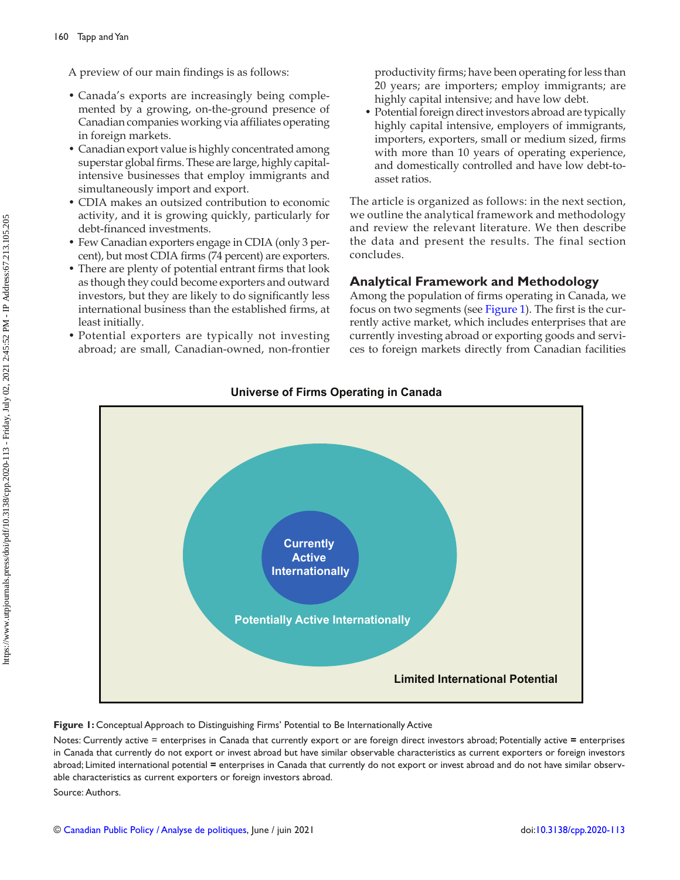A preview of our main findings is as follows:

- Canada's exports are increasingly being complemented by a growing, on-the-ground presence of Canadian companies working via affiliates operating in foreign markets.
- Canadian export value is highly concentrated among superstar global firms. These are large, highly capital-intensive businesses that employ immigrants and simultaneously import and export.
- CDIA makes an outsized contribution to economic activity, and it is growing quickly, particularly for debt-financed investments.
- Few Canadian exporters engage in CDIA (only 3 percent), but most CDIA firms (74 percent) are exporters.
- There are plenty of potential entrant firms that look as though they could become exporters and outward investors, but they are likely to do significantly less international business than the established firms, at least initially.
- Potential exporters are typically not investing abroad; are small, Canadian-owned, non-frontier productivity firms; have been operating for less than 20 years; are importers; employ immigrants; are highly capital intensive; and have low debt.
- Potential foreign direct investors abroad are typically highly capital intensive, employers of immigrants, importers, exporters, small or medium sized, firms with more than 10 years of operating experience, and domestically controlled and have low debt-to-asset ratios.

The article is organized as follows: in the next section, we outline the analytical framework and methodology and review the relevant literature. We then describe the data and present the results. The final section concludes.

## Analytical Framework and Methodology

Among the population of firms operating in Canada, we focus on two segments (see Figure 1). The first is the currently active market, which includes enterprises that are currently investing abroad or exporting goods and services to foreign markets directly from Canadian facilities

**Universe of Firms Operating in Canada**

Currently Active Internationally

Potentially Active Internationally

Limited International Potential

**Figure 1:** Conceptual Approach to Distinguishing Firms' Potential to Be Internationally Active

Notes: Currently active = enterprises in Canada that currently export or are foreign direct investors abroad; Potentially active = enterprises in Canada that currently do not export or invest abroad but have similar observable characteristics as current exporters or foreign investors abroad; Limited international potential = enterprises in Canada that currently do not export or invest abroad and do not have similar observable characteristics as current exporters or foreign investors abroad.

Source: Authors.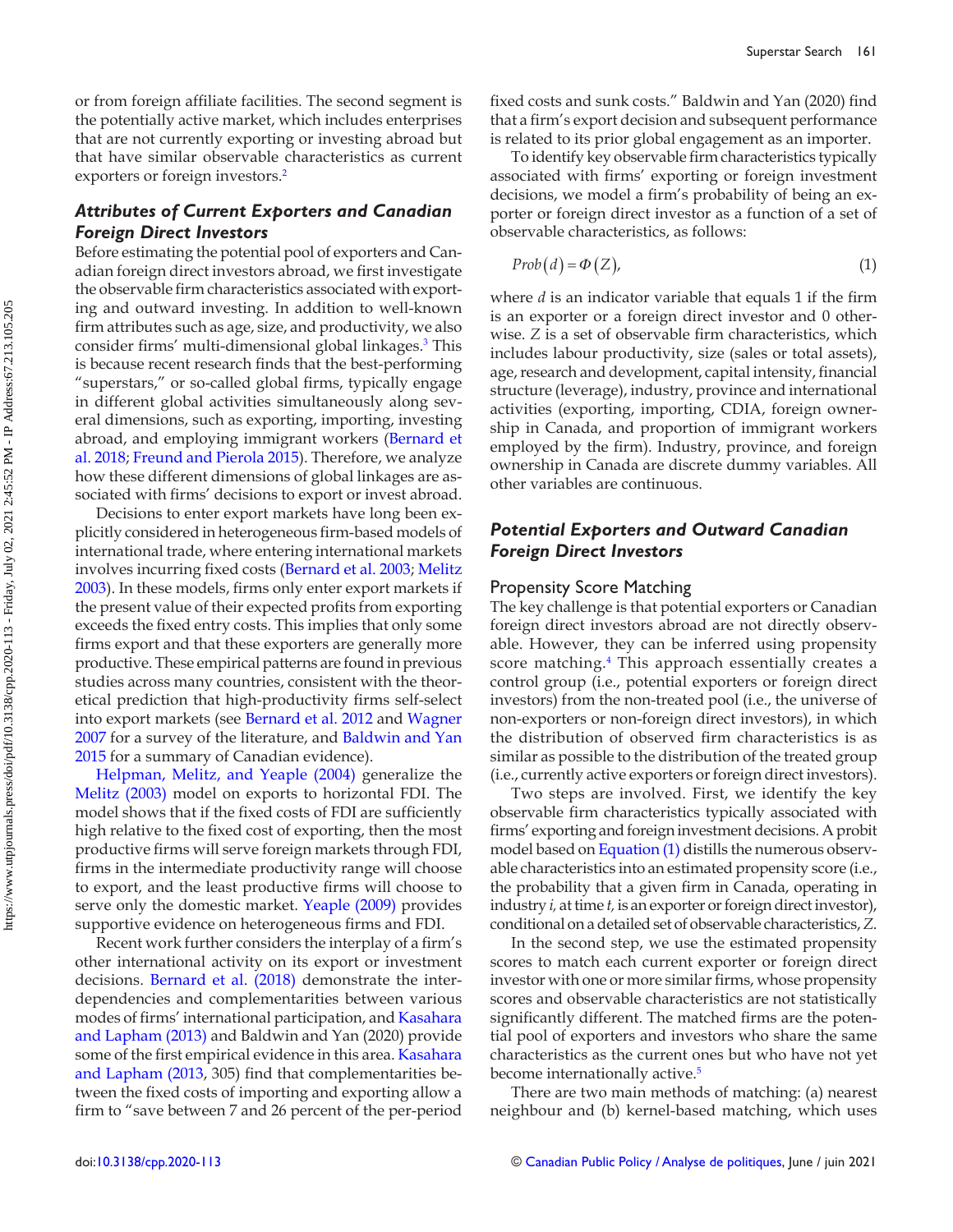or from foreign affiliate facilities. The second segment is the potentially active market, which includes enterprises that are not currently exporting or investing abroad but that have similar observable characteristics as current exporters or foreign investors.[2]

### Attributes of Current Exporters and Canadian Foreign Direct Investors

Before estimating the potential pool of exporters and Canadian foreign direct investors abroad, we first investigate the observable firm characteristics associated with exporting and outward investing. In addition to well-known firm attributes such as age, size, and productivity, we also consider firms' multi-dimensional global linkages.[3] This is because recent research finds that the best-performing "superstars," or so-called global firms, typically engage in different global activities simultaneously along several dimensions, such as exporting, importing, investing abroad, and employing immigrant workers (Bernard et al. 2018; Freund and Pierola 2015). Therefore, we analyze how these different dimensions of global linkages are associated with firms' decisions to export or invest abroad.

Decisions to enter export markets have long been explicitly considered in heterogeneous firm-based models of international trade, where entering international markets involves incurring fixed costs (Bernard et al. 2003; Melitz 2003). In these models, firms only enter export markets if the present value of their expected profits from exporting exceeds the fixed entry costs. This implies that only some firms export and that these exporters are generally more productive. These empirical patterns are found in previous studies across many countries, consistent with the theoretical prediction that high-productivity firms self-select into export markets (see Bernard et al. 2012 and Wagner 2007 for a survey of the literature, and Baldwin and Yan 2015 for a summary of Canadian evidence).

Helpman, Melitz, and Yeaple (2004) generalize the Melitz (2003) model on exports to horizontal FDI. The model shows that if the fixed costs of FDI are sufficiently high relative to the fixed cost of exporting, then the most productive firms will serve foreign markets through FDI, firms in the intermediate productivity range will choose to export, and the least productive firms will choose to serve only the domestic market. Yeaple (2009) provides supportive evidence on heterogeneous firms and FDI.

Recent work further considers the interplay of a firm's other international activity on its export or investment decisions. Bernard et al. (2018) demonstrate the interdependencies and complementarities between various modes of firms' international participation, and Kasahara and Lapham (2013) and Baldwin and Yan (2020) provide some of the first empirical evidence in this area. Kasahara and Lapham (2013, 305) find that complementarities between the fixed costs of importing and exporting allow a firm to "save between 7 and 26 percent of the per-period fixed costs and sunk costs." Baldwin and Yan (2020) find that a firm's export decision and subsequent performance is related to its prior global engagement as an importer.

To identify key observable firm characteristics typically associated with firms' exporting or foreign investment decisions, we model a firm's probability of being an exporter or foreign direct investor as a function of a set of observable characteristics, as follows:

$$Prob(d) = \Phi(Z), \tag{1}$$

where $d$ is an indicator variable that equals 1 if the firm is an exporter or a foreign direct investor and 0 otherwise. $Z$ is a set of observable firm characteristics, which includes labour productivity, size (sales or total assets), age, research and development, capital intensity, financial structure (leverage), industry, province and international activities (exporting, importing, CDIA, foreign ownership in Canada, and proportion of immigrant workers employed by the firm). Industry, province, and foreign ownership in Canada are discrete dummy variables. All other variables are continuous.

### Potential Exporters and Outward Canadian Foreign Direct Investors

#### Propensity Score Matching

The key challenge is that potential exporters or Canadian foreign direct investors abroad are not directly observable. However, they can be inferred using propensity score matching.[4] This approach essentially creates a control group (i.e., potential exporters or foreign direct investors) from the non-treated pool (i.e., the universe of non-exporters or non-foreign direct investors), in which the distribution of observed firm characteristics is as similar as possible to the distribution of the treated group (i.e., currently active exporters or foreign direct investors).

Two steps are involved. First, we identify the key observable firm characteristics typically associated with firms' exporting and foreign investment decisions. A probit model based on Equation (1) distills the numerous observable characteristics into an estimated propensity score (i.e., the probability that a given firm in Canada, operating in industry $i$, at time $t$, is an exporter or foreign direct investor), conditional on a detailed set of observable characteristics, $Z$.

In the second step, we use the estimated propensity scores to match each current exporter or foreign direct investor with one or more similar firms, whose propensity scores and observable characteristics are not statistically significantly different. The matched firms are the potential pool of exporters and investors who share the same characteristics as the current ones but who have not yet become internationally active.[5]

There are two main methods of matching: (a) nearest neighbour and (b) kernel-based matching, which uses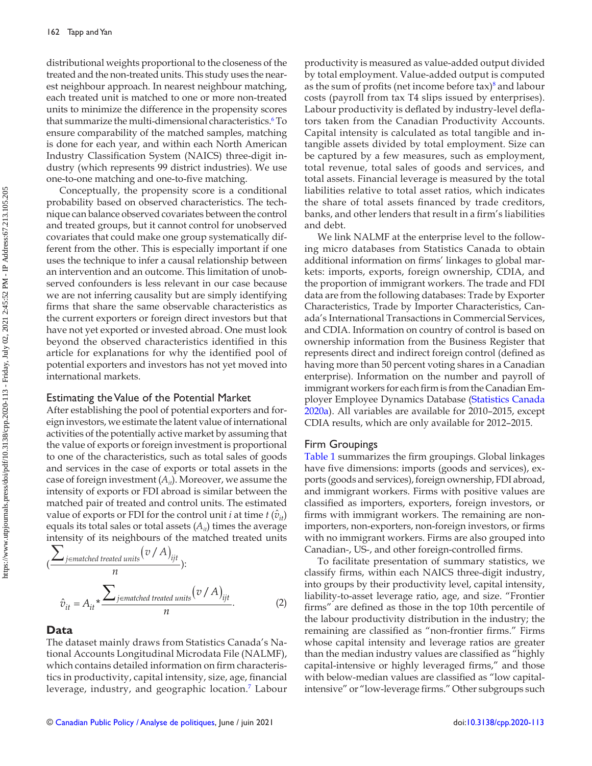distributional weights proportional to the closeness of the treated and the non-treated units. This study uses the nearest neighbour approach. In nearest neighbour matching, each treated unit is matched to one or more non-treated units to minimize the difference in the propensity scores that summarize the multi-dimensional characteristics.[6] To ensure comparability of the matched samples, matching is done for each year, and within each North American Industry Classification System (NAICS) three-digit industry (which represents 99 district industries). We use one-to-one matching and one-to-five matching.

Conceptually, the propensity score is a conditional probability based on observed characteristics. The technique can balance observed covariates between the control and treated groups, but it cannot control for unobserved covariates that could make one group systematically different from the other. This is especially important if one uses the technique to infer a causal relationship between an intervention and an outcome. This limitation of unobserved confounders is less relevant in our case because we are not inferring causality but are simply identifying firms that share the same observable characteristics as the current exporters or foreign direct investors but that have not yet exported or invested abroad. One must look beyond the observed characteristics identified in this article for explanations for why the identified pool of potential exporters and investors has not yet moved into international markets.

### Estimating the Value of the Potential Market

After establishing the pool of potential exporters and foreign investors, we estimate the latent value of international activities of the potentially active market by assuming that the value of exports or foreign investment is proportional to one of the characteristics, such as total sales of goods and services in the case of exports or total assets in the case of foreign investment ($A_{it}$). Moreover, we assume the intensity of exports or FDI abroad is similar between the matched pair of treated and control units. The estimated value of exports or FDI for the control unit $i$ at time $t$ ($\hat{v}_{it}$) equals its total sales or total assets ($A_{it}$) times the average intensity of its neighbours of the matched treated units ($\frac{\sum_{j \in matched\ treated\ units} (v/A)_{ijt}}{n}$):

$$\hat{v}_{it} = A_{it} * \frac{\sum_{j \in matched\ treated\ units} (v/A)_{ijt}}{n}. \tag{2}$$

## Data

The dataset mainly draws from Statistics Canada's National Accounts Longitudinal Microdata File (NALMF), which contains detailed information on firm characteristics in productivity, capital intensity, size, age, financial leverage, industry, and geographic location.[7] Labour productivity is measured as value-added output divided by total employment. Value-added output is computed as the sum of profits (net income before tax)[8] and labour costs (payroll from tax T4 slips issued by enterprises). Labour productivity is deflated by industry-level deflators taken from the Canadian Productivity Accounts. Capital intensity is calculated as total tangible and intangible assets divided by total employment. Size can be captured by a few measures, such as employment, total revenue, total sales of goods and services, and total assets. Financial leverage is measured by the total liabilities relative to total asset ratios, which indicates the share of total assets financed by trade creditors, banks, and other lenders that result in a firm's liabilities and debt.

We link NALMF at the enterprise level to the following micro databases from Statistics Canada to obtain additional information on firms' linkages to global markets: imports, exports, foreign ownership, CDIA, and the proportion of immigrant workers. The trade and FDI data are from the following databases: Trade by Exporter Characteristics, Trade by Importer Characteristics, Canada's International Transactions in Commercial Services, and CDIA. Information on country of control is based on ownership information from the Business Register that represents direct and indirect foreign control (defined as having more than 50 percent voting shares in a Canadian enterprise). Information on the number and payroll of immigrant workers for each firm is from the Canadian Employer Employee Dynamics Database (Statistics Canada 2020a). All variables are available for 2010–2015, except CDIA results, which are only available for 2012–2015.

### Firm Groupings

Table 1 summarizes the firm groupings. Global linkages have five dimensions: imports (goods and services), exports (goods and services), foreign ownership, FDI abroad, and immigrant workers. Firms with positive values are classified as importers, exporters, foreign investors, or firms with immigrant workers. The remaining are non-importers, non-exporters, non-foreign investors, or firms with no immigrant workers. Firms are also grouped into Canadian-, US-, and other foreign-controlled firms.

To facilitate presentation of summary statistics, we classify firms, within each NAICS three-digit industry, into groups by their productivity level, capital intensity, liability-to-asset leverage ratio, age, and size. "Frontier firms" are defined as those in the top 10th percentile of the labour productivity distribution in the industry; the remaining are classified as "non-frontier firms." Firms whose capital intensity and leverage ratios are greater than the median industry values are classified as "highly capital-intensive or highly leveraged firms," and those with below-median values are classified as "low capital-intensive" or "low-leverage firms." Other subgroups such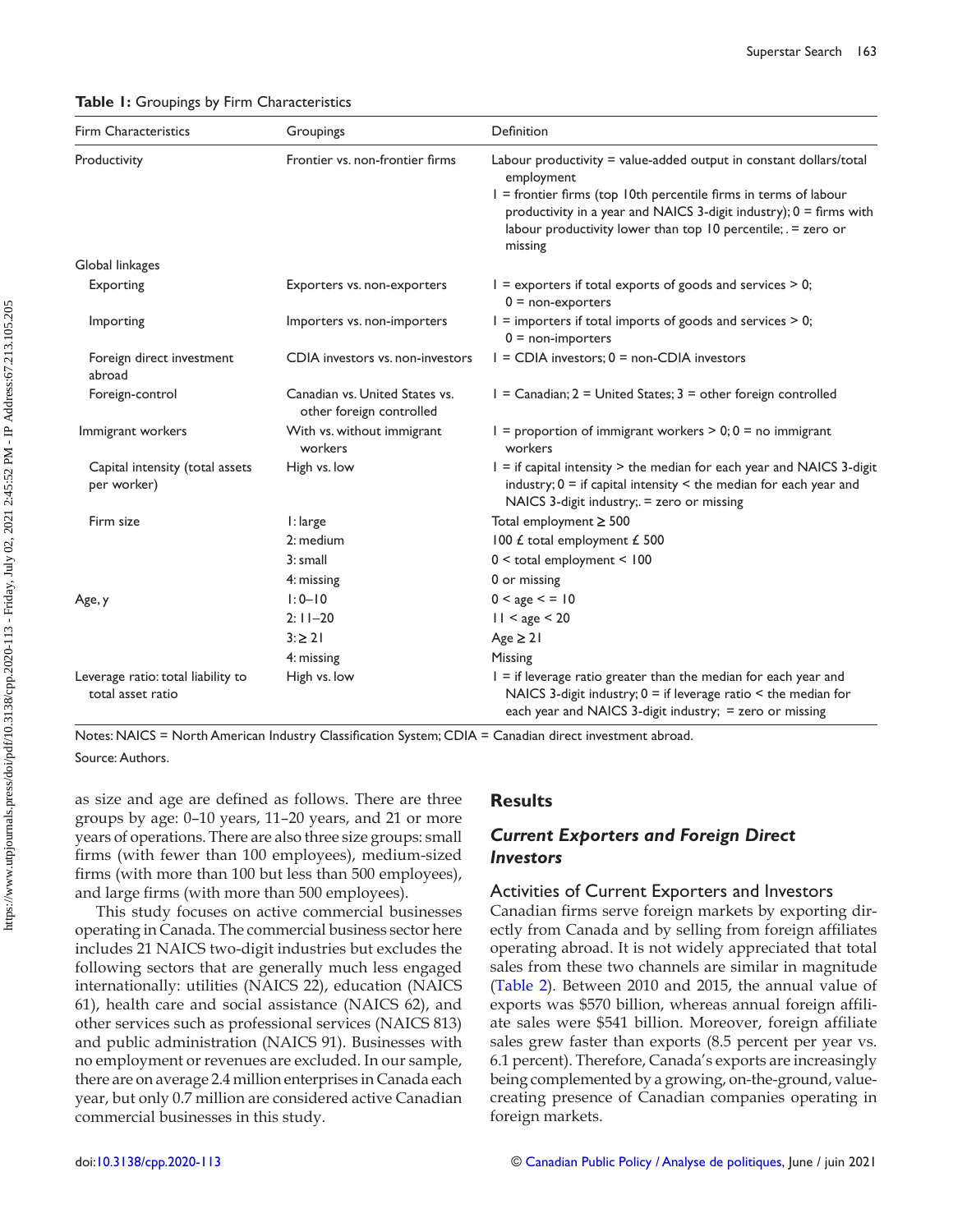**Table 1:** Groupings by Firm Characteristics

| Firm Characteristics | Groupings | Definition |
|---|---|---|
| Productivity | Frontier vs. non-frontier firms | Labour productivity = value-added output in constant dollars/total employment<br>1 = frontier firms (top 10th percentile firms in terms of labour productivity in a year and NAICS 3-digit industry); 0 = firms with labour productivity lower than top 10 percentile; . = zero or missing |
| Global linkages | | |
| Exporting | Exporters vs. non-exporters | 1 = exporters if total exports of goods and services > 0; 0 = non-exporters |
| Importing | Importers vs. non-importers | 1 = importers if total imports of goods and services > 0; 0 = non-importers |
| Foreign direct investment abroad | CDIA investors vs. non-investors | 1 = CDIA investors; 0 = non-CDIA investors |
| Foreign-control | Canadian vs. United States vs. other foreign controlled | 1 = Canadian; 2 = United States; 3 = other foreign controlled |
| Immigrant workers | With vs. without immigrant workers | 1 = proportion of immigrant workers > 0; 0 = no immigrant workers |
| Capital intensity (total assets per worker) | High vs. low | 1 = if capital intensity > the median for each year and NAICS 3-digit industry; 0 = if capital intensity < the median for each year and NAICS 3-digit industry;. = zero or missing |
| Firm size | 1: large | Total employment ≥ 500 |
| | 2: medium | 100 £ total employment £ 500 |
| | 3: small | 0 < total employment < 100 |
| | 4: missing | 0 or missing |
| Age, y | 1: 0–10 | 0 < age < = 10 |
| | 2: 11–20 | 11 < age < 20 |
| | 3: ≥ 21 | Age ≥ 21 |
| | 4: missing | Missing |
| Leverage ratio: total liability to total asset ratio | High vs. low | 1 = if leverage ratio greater than the median for each year and NAICS 3-digit industry; 0 = if leverage ratio < the median for each year and NAICS 3-digit industry; = zero or missing |

Notes: NAICS = North American Industry Classification System; CDIA = Canadian direct investment abroad.

Source: Authors.

as size and age are defined as follows. There are three groups by age: 0–10 years, 11–20 years, and 21 or more years of operations. There are also three size groups: small firms (with fewer than 100 employees), medium-sized firms (with more than 100 but less than 500 employees), and large firms (with more than 500 employees).

This study focuses on active commercial businesses operating in Canada. The commercial business sector here includes 21 NAICS two-digit industries but excludes the following sectors that are generally much less engaged internationally: utilities (NAICS 22), education (NAICS 61), health care and social assistance (NAICS 62), and other services such as professional services (NAICS 813) and public administration (NAICS 91). Businesses with no employment or revenues are excluded. In our sample, there are on average 2.4 million enterprises in Canada each year, but only 0.7 million are considered active Canadian commercial businesses in this study.

## Results

### *Current Exporters and Foreign Direct Investors*

#### Activities of Current Exporters and Investors

Canadian firms serve foreign markets by exporting directly from Canada and by selling from foreign affiliates operating abroad. It is not widely appreciated that total sales from these two channels are similar in magnitude (Table 2). Between 2010 and 2015, the annual value of exports was \$570 billion, whereas annual foreign affiliate sales were \$541 billion. Moreover, foreign affiliate sales grew faster than exports (8.5 percent per year vs. 6.1 percent). Therefore, Canada's exports are increasingly being complemented by a growing, on-the-ground, value-creating presence of Canadian companies operating in foreign markets.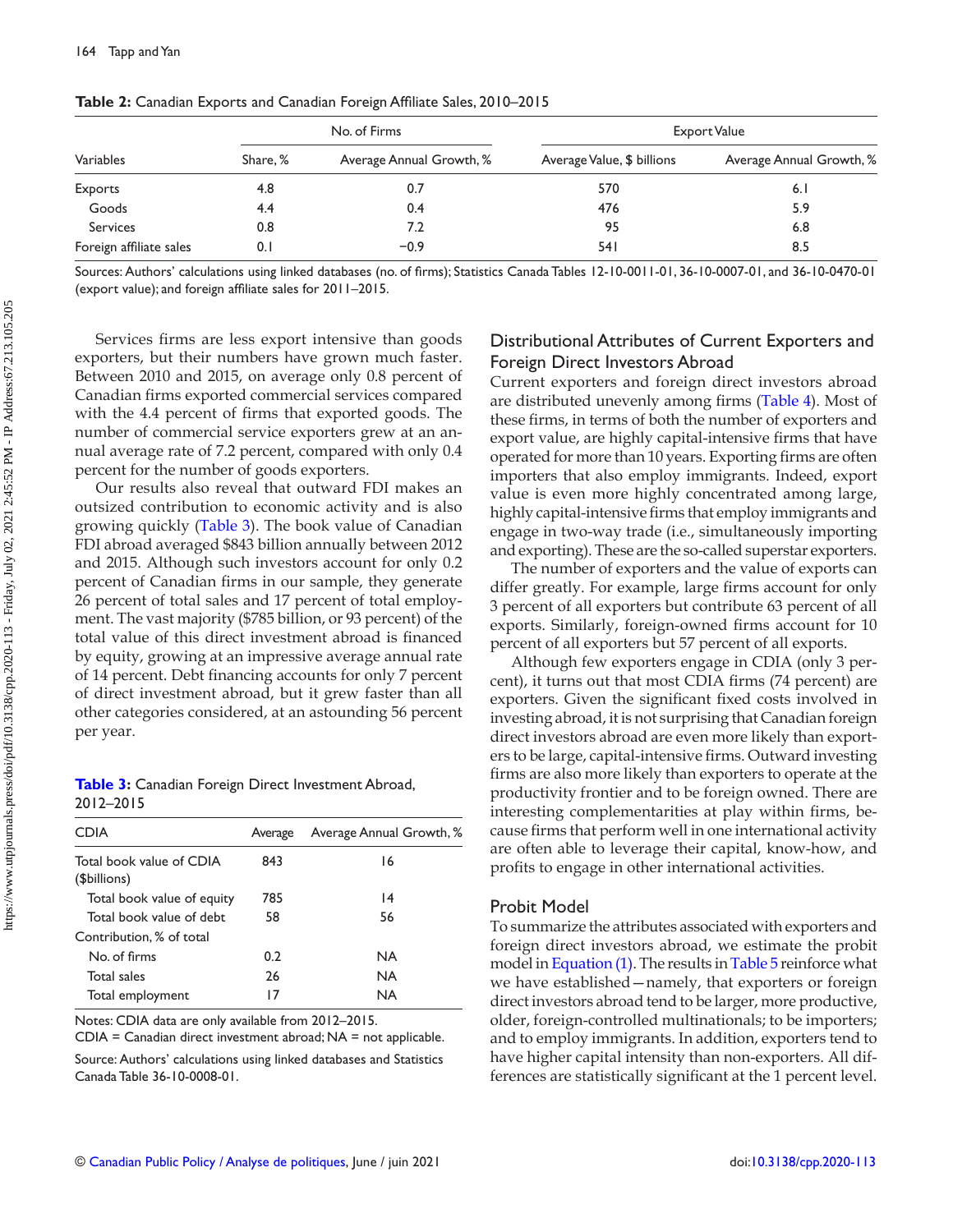**Table 2:** Canadian Exports and Canadian Foreign Affiliate Sales, 2010–2015

| Variables | No. of Firms | | Export Value | |
|---|---|---|---|---|
| | Share, % | Average Annual Growth, % | Average Value, $ billions | Average Annual Growth, % |
| Exports | 4.8 | 0.7 | 570 | 6.1 |
| Goods | 4.4 | 0.4 | 476 | 5.9 |
| Services | 0.8 | 7.2 | 95 | 6.8 |
| Foreign affiliate sales | 0.1 | −0.9 | 541 | 8.5 |

Sources: Authors' calculations using linked databases (no. of firms); Statistics Canada Tables 12-10-0011-01, 36-10-0007-01, and 36-10-0470-01 (export value); and foreign affiliate sales for 2011–2015.

Services firms are less export intensive than goods exporters, but their numbers have grown much faster. Between 2010 and 2015, on average only 0.8 percent of Canadian firms exported commercial services compared with the 4.4 percent of firms that exported goods. The number of commercial service exporters grew at an annual average rate of 7.2 percent, compared with only 0.4 percent for the number of goods exporters.

Our results also reveal that outward FDI makes an outsized contribution to economic activity and is also growing quickly (Table 3). The book value of Canadian FDI abroad averaged $843 billion annually between 2012 and 2015. Although such investors account for only 0.2 percent of Canadian firms in our sample, they generate 26 percent of total sales and 17 percent of total employment. The vast majority ($785 billion, or 93 percent) of the total value of this direct investment abroad is financed by equity, growing at an impressive average annual rate of 14 percent. Debt financing accounts for only 7 percent of direct investment abroad, but it grew faster than all other categories considered, at an astounding 56 percent per year.

**Table 3:** Canadian Foreign Direct Investment Abroad, 2012–2015

| CDIA | Average | Average Annual Growth, % |
|---|---|---|
| Total book value of CDIA ($billions) | 843 | 16 |
| Total book value of equity | 785 | 14 |
| Total book value of debt | 58 | 56 |
| Contribution, % of total | | |
| No. of firms | 0.2 | NA |
| Total sales | 26 | NA |
| Total employment | 17 | NA |

Notes: CDIA data are only available from 2012–2015.
CDIA = Canadian direct investment abroad; NA = not applicable.

Source: Authors' calculations using linked databases and Statistics Canada Table 36-10-0008-01.

## Distributional Attributes of Current Exporters and Foreign Direct Investors Abroad

Current exporters and foreign direct investors abroad are distributed unevenly among firms (Table 4). Most of these firms, in terms of both the number of exporters and export value, are highly capital-intensive firms that have operated for more than 10 years. Exporting firms are often importers that also employ immigrants. Indeed, export value is even more highly concentrated among large, highly capital-intensive firms that employ immigrants and engage in two-way trade (i.e., simultaneously importing and exporting). These are the so-called superstar exporters.

The number of exporters and the value of exports can differ greatly. For example, large firms account for only 3 percent of all exporters but contribute 63 percent of all exports. Similarly, foreign-owned firms account for 10 percent of all exporters but 57 percent of all exports.

Although few exporters engage in CDIA (only 3 percent), it turns out that most CDIA firms (74 percent) are exporters. Given the significant fixed costs involved in investing abroad, it is not surprising that Canadian foreign direct investors abroad are even more likely than exporters to be large, capital-intensive firms. Outward investing firms are also more likely than exporters to operate at the productivity frontier and to be foreign owned. There are interesting complementarities at play within firms, because firms that perform well in one international activity are often able to leverage their capital, know-how, and profits to engage in other international activities.

## Probit Model

To summarize the attributes associated with exporters and foreign direct investors abroad, we estimate the probit model in Equation (1). The results in Table 5 reinforce what we have established—namely, that exporters or foreign direct investors abroad tend to be larger, more productive, older, foreign-controlled multinationals; to be importers; and to employ immigrants. In addition, exporters tend to have higher capital intensity than non-exporters. All differences are statistically significant at the 1 percent level.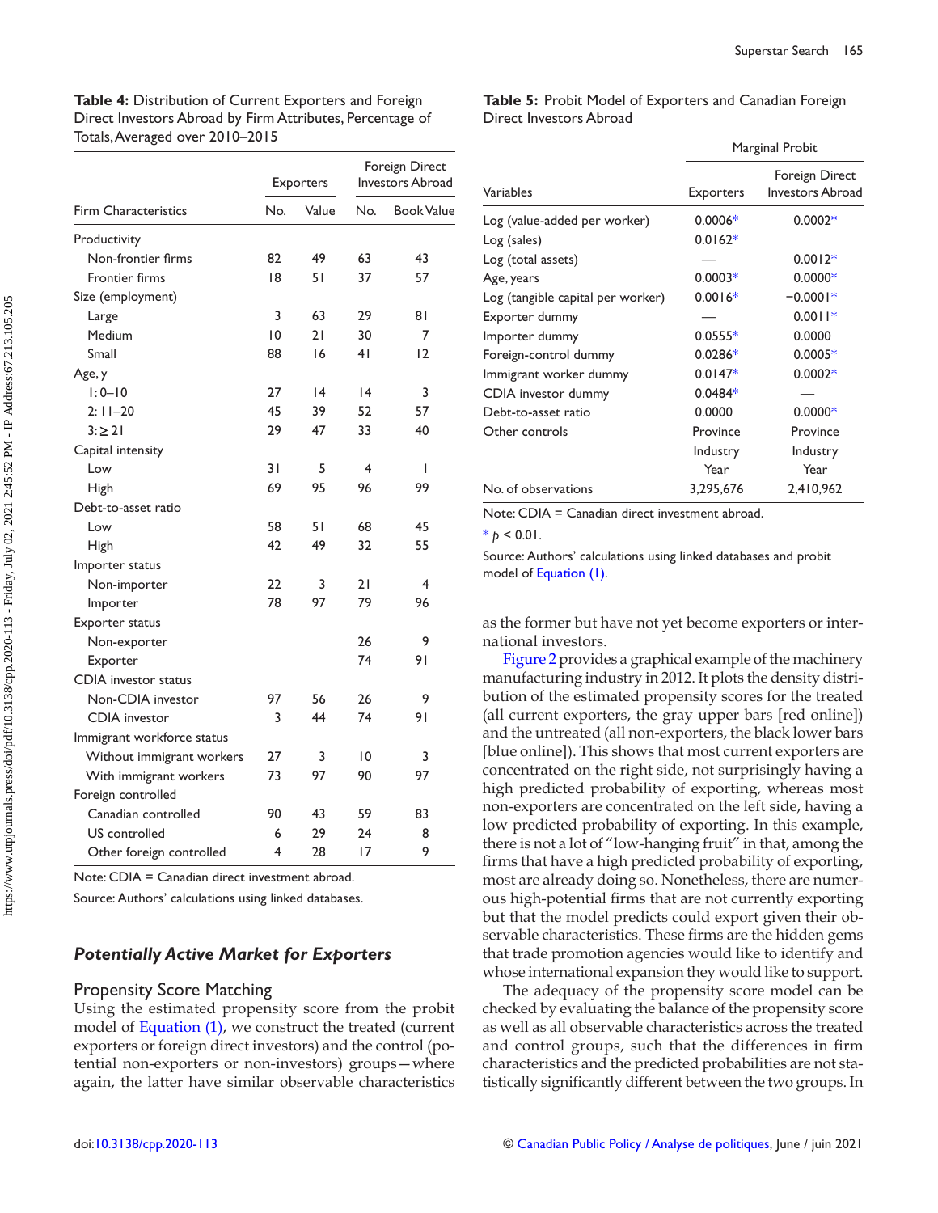**Table 4:** Distribution of Current Exporters and Foreign Direct Investors Abroad by Firm Attributes, Percentage of Totals, Averaged over 2010–2015

| Firm Characteristics | Exporters | | Foreign Direct Investors Abroad | |
|---|---|---|---|---|
| | No. | Value | No. | Book Value |
| Productivity | | | | |
| Non-frontier firms | 82 | 49 | 63 | 43 |
| Frontier firms | 18 | 51 | 37 | 57 |
| Size (employment) | | | | |
| Large | 3 | 63 | 29 | 81 |
| Medium | 10 | 21 | 30 | 7 |
| Small | 88 | 16 | 41 | 12 |
| Age, y | | | | |
| 1: 0–10 | 27 | 14 | 14 | 3 |
| 2: 11–20 | 45 | 39 | 52 | 57 |
| 3: ≥ 21 | 29 | 47 | 33 | 40 |
| Capital intensity | | | | |
| Low | 31 | 5 | 4 | 1 |
| High | 69 | 95 | 96 | 99 |
| Debt-to-asset ratio | | | | |
| Low | 58 | 51 | 68 | 45 |
| High | 42 | 49 | 32 | 55 |
| Importer status | | | | |
| Non-importer | 22 | 3 | 21 | 4 |
| Importer | 78 | 97 | 79 | 96 |
| Exporter status | | | | |
| Non-exporter | | | 26 | 9 |
| Exporter | | | 74 | 91 |
| CDIA investor status | | | | |
| Non-CDIA investor | 97 | 56 | 26 | 9 |
| CDIA investor | 3 | 44 | 74 | 91 |
| Immigrant workforce status | | | | |
| Without immigrant workers | 27 | 3 | 10 | 3 |
| With immigrant workers | 73 | 97 | 90 | 97 |
| Foreign controlled | | | | |
| Canadian controlled | 90 | 43 | 59 | 83 |
| US controlled | 6 | 29 | 24 | 8 |
| Other foreign controlled | 4 | 28 | 17 | 9 |

Note: CDIA = Canadian direct investment abroad.

Source: Authors' calculations using linked databases.

### *Potentially Active Market for Exporters*

#### Propensity Score Matching

Using the estimated propensity score from the probit model of Equation (1), we construct the treated (current exporters or foreign direct investors) and the control (potential non-exporters or non-investors) groups—where again, the latter have similar observable characteristics as the former but have not yet become exporters or international investors.

**Table 5:** Probit Model of Exporters and Canadian Foreign Direct Investors Abroad

| Variables | Marginal Probit | |
|---|---|---|
| | Exporters | Foreign Direct Investors Abroad |
| Log (value-added per worker) | 0.0006* | 0.0002* |
| Log (sales) | 0.0162* | |
| Log (total assets) | — | 0.0012* |
| Age, years | 0.0003* | 0.0000* |
| Log (tangible capital per worker) | 0.0016* | −0.0001* |
| Exporter dummy | — | 0.0011* |
| Importer dummy | 0.0555* | 0.0000 |
| Foreign-control dummy | 0.0286* | 0.0005* |
| Immigrant worker dummy | 0.0147* | 0.0002* |
| CDIA investor dummy | 0.0484* | — |
| Debt-to-asset ratio | 0.0000 | 0.0000* |
| Other controls | Province Industry Year | Province Industry Year |
| No. of observations | 3,295,676 | 2,410,962 |

Note: CDIA = Canadian direct investment abroad.

* $p < 0.01$.

Source: Authors' calculations using linked databases and probit model of Equation (1).

Figure 2 provides a graphical example of the machinery manufacturing industry in 2012. It plots the density distribution of the estimated propensity scores for the treated (all current exporters, the gray upper bars [red online]) and the untreated (all non-exporters, the black lower bars [blue online]). This shows that most current exporters are concentrated on the right side, not surprisingly having a high predicted probability of exporting, whereas most non-exporters are concentrated on the left side, having a low predicted probability of exporting. In this example, there is not a lot of "low-hanging fruit" in that, among the firms that have a high predicted probability of exporting, most are already doing so. Nonetheless, there are numerous high-potential firms that are not currently exporting but that the model predicts could export given their observable characteristics. These firms are the hidden gems that trade promotion agencies would like to identify and whose international expansion they would like to support.

The adequacy of the propensity score model can be checked by evaluating the balance of the propensity score as well as all observable characteristics across the treated and control groups, such that the differences in firm characteristics and the predicted probabilities are not statistically significantly different between the two groups. In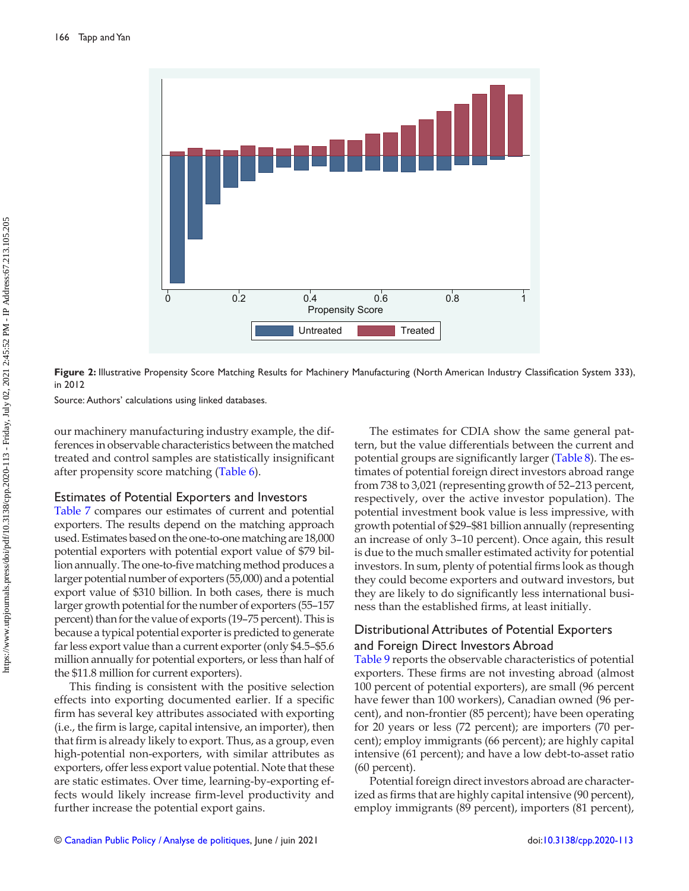**Figure 2:** Illustrative Propensity Score Matching Results for Machinery Manufacturing (North American Industry Classification System 333), in 2012

Source: Authors' calculations using linked databases.

our machinery manufacturing industry example, the differences in observable characteristics between the matched treated and control samples are statistically insignificant after propensity score matching (Table 6).

## Estimates of Potential Exporters and Investors

Table 7 compares our estimates of current and potential exporters. The results depend on the matching approach used. Estimates based on the one-to-one matching are 18,000 potential exporters with potential export value of $79 billion annually. The one-to-five matching method produces a larger potential number of exporters (55,000) and a potential export value of $310 billion. In both cases, there is much larger growth potential for the number of exporters (55–157 percent) than for the value of exports (19–75 percent). This is because a typical potential exporter is predicted to generate far less export value than a current exporter (only $4.5–$5.6 million annually for potential exporters, or less than half of the $11.8 million for current exporters).

This finding is consistent with the positive selection effects into exporting documented earlier. If a specific firm has several key attributes associated with exporting (i.e., the firm is large, capital intensive, an importer), then that firm is already likely to export. Thus, as a group, even high-potential non-exporters, with similar attributes as exporters, offer less export value potential. Note that these are static estimates. Over time, learning-by-exporting effects would likely increase firm-level productivity and further increase the potential export gains.

The estimates for CDIA show the same general pattern, but the value differentials between the current and potential groups are significantly larger (Table 8). The estimates of potential foreign direct investors abroad range from 738 to 3,021 (representing growth of 52–213 percent, respectively, over the active investor population). The potential investment book value is less impressive, with growth potential of $29–$81 billion annually (representing an increase of only 3–10 percent). Once again, this result is due to the much smaller estimated activity for potential investors. In sum, plenty of potential firms look as though they could become exporters and outward investors, but they are likely to do significantly less international business than the established firms, at least initially.

## Distributional Attributes of Potential Exporters and Foreign Direct Investors Abroad

Table 9 reports the observable characteristics of potential exporters. These firms are not investing abroad (almost 100 percent of potential exporters), are small (96 percent have fewer than 100 workers), Canadian owned (96 percent), and non-frontier (85 percent); have been operating for 20 years or less (72 percent); are importers (70 percent); employ immigrants (66 percent); are highly capital intensive (61 percent); and have a low debt-to-asset ratio (60 percent).

Potential foreign direct investors abroad are characterized as firms that are highly capital intensive (90 percent), employ immigrants (89 percent), importers (81 percent),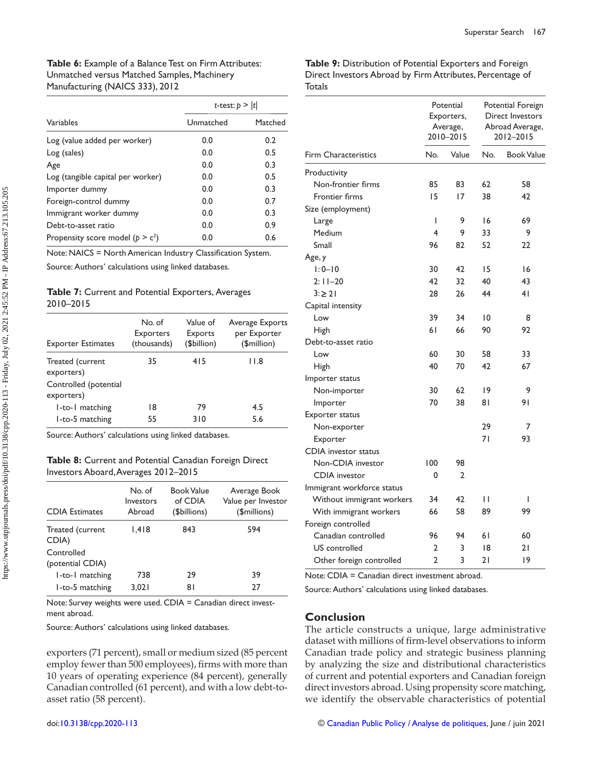**Table 6:** Example of a Balance Test on Firm Attributes: Unmatched versus Matched Samples, Machinery Manufacturing (NAICS 333), 2012

| Variables | *t*-test: $p > \|t\|$ Unmatched | Matched |
|---|---|---|
| Log (value added per worker) | 0.0 | 0.2 |
| Log (sales) | 0.0 | 0.5 |
| Age | 0.0 | 0.3 |
| Log (tangible capital per worker) | 0.0 | 0.5 |
| Importer dummy | 0.0 | 0.3 |
| Foreign-control dummy | 0.0 | 0.7 |
| Immigrant worker dummy | 0.0 | 0.3 |
| Debt-to-asset ratio | 0.0 | 0.9 |
| Propensity score model ($p > c^2$) | 0.0 | 0.6 |

Note: NAICS = North American Industry Classification System.

Source: Authors' calculations using linked databases.

**Table 7:** Current and Potential Exporters, Averages 2010–2015

| Exporter Estimates | No. of Exporters (thousands) | Value of Exports ($billion) | Average Exports per Exporter ($million) |
|---|---|---|---|
| Treated (current exporters) | 35 | 415 | 11.8 |
| Controlled (potential exporters) | | | |
| 1-to-1 matching | 18 | 79 | 4.5 |
| 1-to-5 matching | 55 | 310 | 5.6 |

Source: Authors' calculations using linked databases.

**Table 8:** Current and Potential Canadian Foreign Direct Investors Aboard, Averages 2012–2015

| CDIA Estimates | No. of Investors Abroad | Book Value of CDIA ($billions) | Average Book Value per Investor ($millions) |
|---|---|---|---|
| Treated (current CDIA) | 1,418 | 843 | 594 |
| Controlled (potential CDIA) | | | |
| 1-to-1 matching | 738 | 29 | 39 |
| 1-to-5 matching | 3,021 | 81 | 27 |

Note: Survey weights were used. CDIA = Canadian direct investment abroad.

Source: Authors' calculations using linked databases.

exporters (71 percent), small or medium sized (85 percent employ fewer than 500 employees), firms with more than 10 years of operating experience (84 percent), generally Canadian controlled (61 percent), and with a low debt-to-asset ratio (58 percent).

**Table 9:** Distribution of Potential Exporters and Foreign Direct Investors Abroad by Firm Attributes, Percentage of Totals

| Firm Characteristics | Potential Exporters, Average, 2010–2015 No. | Value | Potential Foreign Direct Investors Abroad Average, 2012–2015 No. | Book Value |
|---|---|---|---|---|
| Productivity | | | | |
| Non-frontier firms | 85 | 83 | 62 | 58 |
| Frontier firms | 15 | 17 | 38 | 42 |
| Size (employment) | | | | |
| Large | 1 | 9 | 16 | 69 |
| Medium | 4 | 9 | 33 | 9 |
| Small | 96 | 82 | 52 | 22 |
| Age, y | | | | |
| 1: 0–10 | 30 | 42 | 15 | 16 |
| 2: 11–20 | 42 | 32 | 40 | 43 |
| 3: ≥ 21 | 28 | 26 | 44 | 41 |
| Capital intensity | | | | |
| Low | 39 | 34 | 10 | 8 |
| High | 61 | 66 | 90 | 92 |
| Debt-to-asset ratio | | | | |
| Low | 60 | 30 | 58 | 33 |
| High | 40 | 70 | 42 | 67 |
| Importer status | | | | |
| Non-importer | 30 | 62 | 19 | 9 |
| Importer | 70 | 38 | 81 | 91 |
| Exporter status | | | | |
| Non-exporter | | | 29 | 7 |
| Exporter | | | 71 | 93 |
| CDIA investor status | | | | |
| Non-CDIA investor | 100 | 98 | | |
| CDIA investor | 0 | 2 | | |
| Immigrant workforce status | | | | |
| Without immigrant workers | 34 | 42 | 11 | 1 |
| With immigrant workers | 66 | 58 | 89 | 99 |
| Foreign controlled | | | | |
| Canadian controlled | 96 | 94 | 61 | 60 |
| US controlled | 2 | 3 | 18 | 21 |
| Other foreign controlled | 2 | 3 | 21 | 19 |

Note: CDIA = Canadian direct investment abroad.

Source: Authors' calculations using linked databases.

## Conclusion

The article constructs a unique, large administrative dataset with millions of firm-level observations to inform Canadian trade policy and strategic business planning by analyzing the size and distributional characteristics of current and potential exporters and Canadian foreign direct investors abroad. Using propensity score matching, we identify the observable characteristics of potential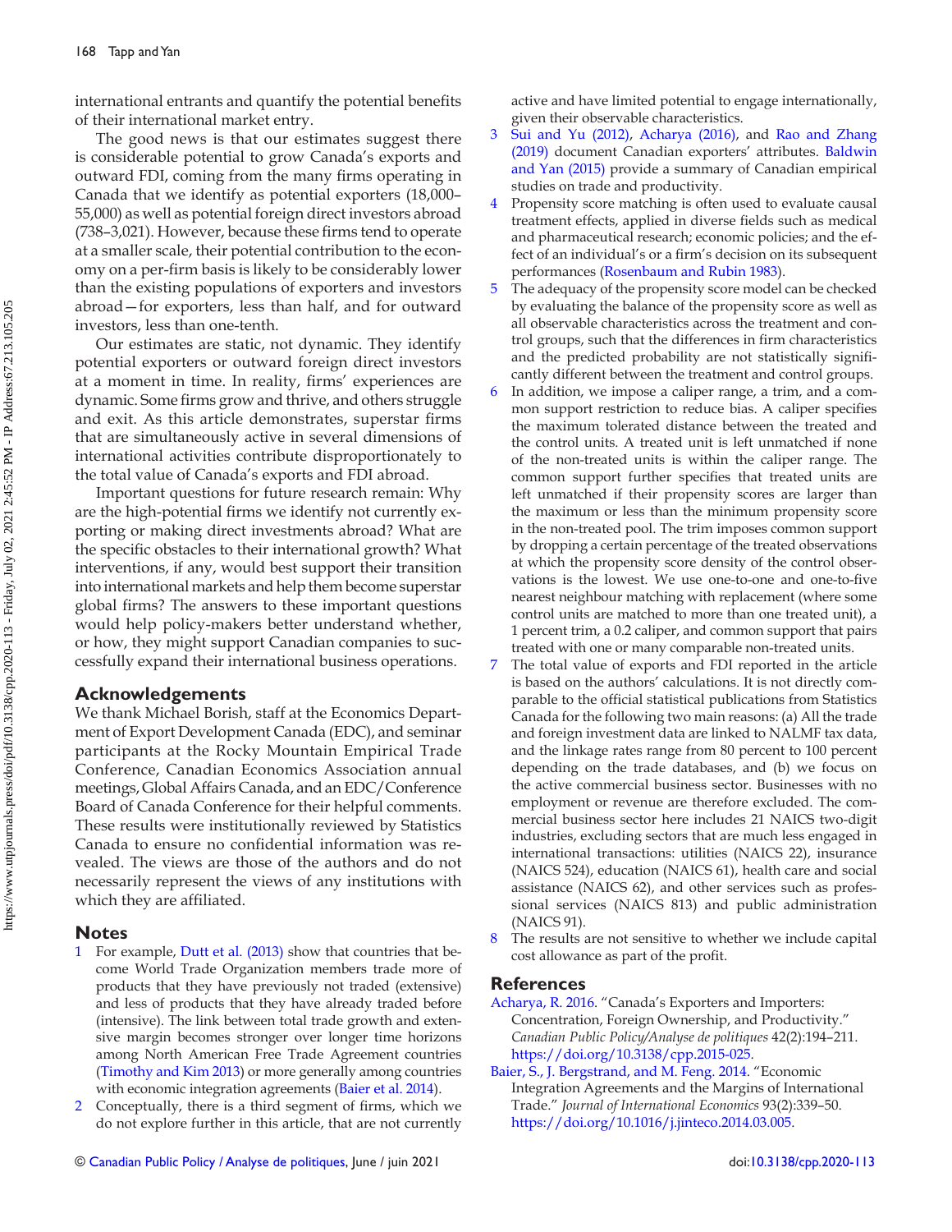international entrants and quantify the potential benefits of their international market entry.

The good news is that our estimates suggest there is considerable potential to grow Canada's exports and outward FDI, coming from the many firms operating in Canada that we identify as potential exporters (18,000–55,000) as well as potential foreign direct investors abroad (738–3,021). However, because these firms tend to operate at a smaller scale, their potential contribution to the economy on a per-firm basis is likely to be considerably lower than the existing populations of exporters and investors abroad—for exporters, less than half, and for outward investors, less than one-tenth.

Our estimates are static, not dynamic. They identify potential exporters or outward foreign direct investors at a moment in time. In reality, firms' experiences are dynamic. Some firms grow and thrive, and others struggle and exit. As this article demonstrates, superstar firms that are simultaneously active in several dimensions of international activities contribute disproportionately to the total value of Canada's exports and FDI abroad.

Important questions for future research remain: Why are the high-potential firms we identify not currently exporting or making direct investments abroad? What are the specific obstacles to their international growth? What interventions, if any, would best support their transition into international markets and help them become superstar global firms? The answers to these important questions would help policy-makers better understand whether, or how, they might support Canadian companies to successfully expand their international business operations.

## Acknowledgements

We thank Michael Borish, staff at the Economics Department of Export Development Canada (EDC), and seminar participants at the Rocky Mountain Empirical Trade Conference, Canadian Economics Association annual meetings, Global Affairs Canada, and an EDC/Conference Board of Canada Conference for their helpful comments. These results were institutionally reviewed by Statistics Canada to ensure no confidential information was revealed. The views are those of the authors and do not necessarily represent the views of any institutions with which they are affiliated.

## Notes

1. For example, Dutt et al. (2013) show that countries that become World Trade Organization members trade more of products that they have previously not traded (extensive) and less of products that they have already traded before (intensive). The link between total trade growth and extensive margin becomes stronger over longer time horizons among North American Free Trade Agreement countries (Timothy and Kim 2013) or more generally among countries with economic integration agreements (Baier et al. 2014).
2. Conceptually, there is a third segment of firms, which we do not explore further in this article, that are not currently active and have limited potential to engage internationally, given their observable characteristics.
3. Sui and Yu (2012), Acharya (2016), and Rao and Zhang (2019) document Canadian exporters' attributes. Baldwin and Yan (2015) provide a summary of Canadian empirical studies on trade and productivity.
4. Propensity score matching is often used to evaluate causal treatment effects, applied in diverse fields such as medical and pharmaceutical research; economic policies; and the effect of an individual's or a firm's decision on its subsequent performances (Rosenbaum and Rubin 1983).
5. The adequacy of the propensity score model can be checked by evaluating the balance of the propensity score as well as all observable characteristics across the treatment and control groups, such that the differences in firm characteristics and the predicted probability are not statistically significantly different between the treatment and control groups.
6. In addition, we impose a caliper range, a trim, and a common support restriction to reduce bias. A caliper specifies the maximum tolerated distance between the treated and the control units. A treated unit is left unmatched if none of the non-treated units is within the caliper range. The common support further specifies that treated units are left unmatched if their propensity scores are larger than the maximum or less than the minimum propensity score in the non-treated pool. The trim imposes common support by dropping a certain percentage of the treated observations at which the propensity score density of the control observations is the lowest. We use one-to-one and one-to-five nearest neighbour matching with replacement (where some control units are matched to more than one treated unit), a 1 percent trim, a 0.2 caliper, and common support that pairs treated with one or many comparable non-treated units.
7. The total value of exports and FDI reported in the article is based on the authors' calculations. It is not directly comparable to the official statistical publications from Statistics Canada for the following two main reasons: (a) All the trade and foreign investment data are linked to NALMF tax data, and the linkage rates range from 80 percent to 100 percent depending on the trade databases, and (b) we focus on the active commercial business sector. Businesses with no employment or revenue are therefore excluded. The commercial business sector here includes 21 NAICS two-digit industries, excluding sectors that are much less engaged in international transactions: utilities (NAICS 22), insurance (NAICS 524), education (NAICS 61), health care and social assistance (NAICS 62), and other services such as professional services (NAICS 813) and public administration (NAICS 91).
8. The results are not sensitive to whether we include capital cost allowance as part of the profit.

## References

Acharya, R. 2016. "Canada's Exporters and Importers: Concentration, Foreign Ownership, and Productivity." *Canadian Public Policy/Analyse de politiques* 42(2):194–211. https://doi.org/10.3138/cpp.2015-025.

Baier, S., J. Bergstrand, and M. Feng. 2014. "Economic Integration Agreements and the Margins of International Trade." *Journal of International Economics* 93(2):339–50. https://doi.org/10.1016/j.jinteco.2014.03.005.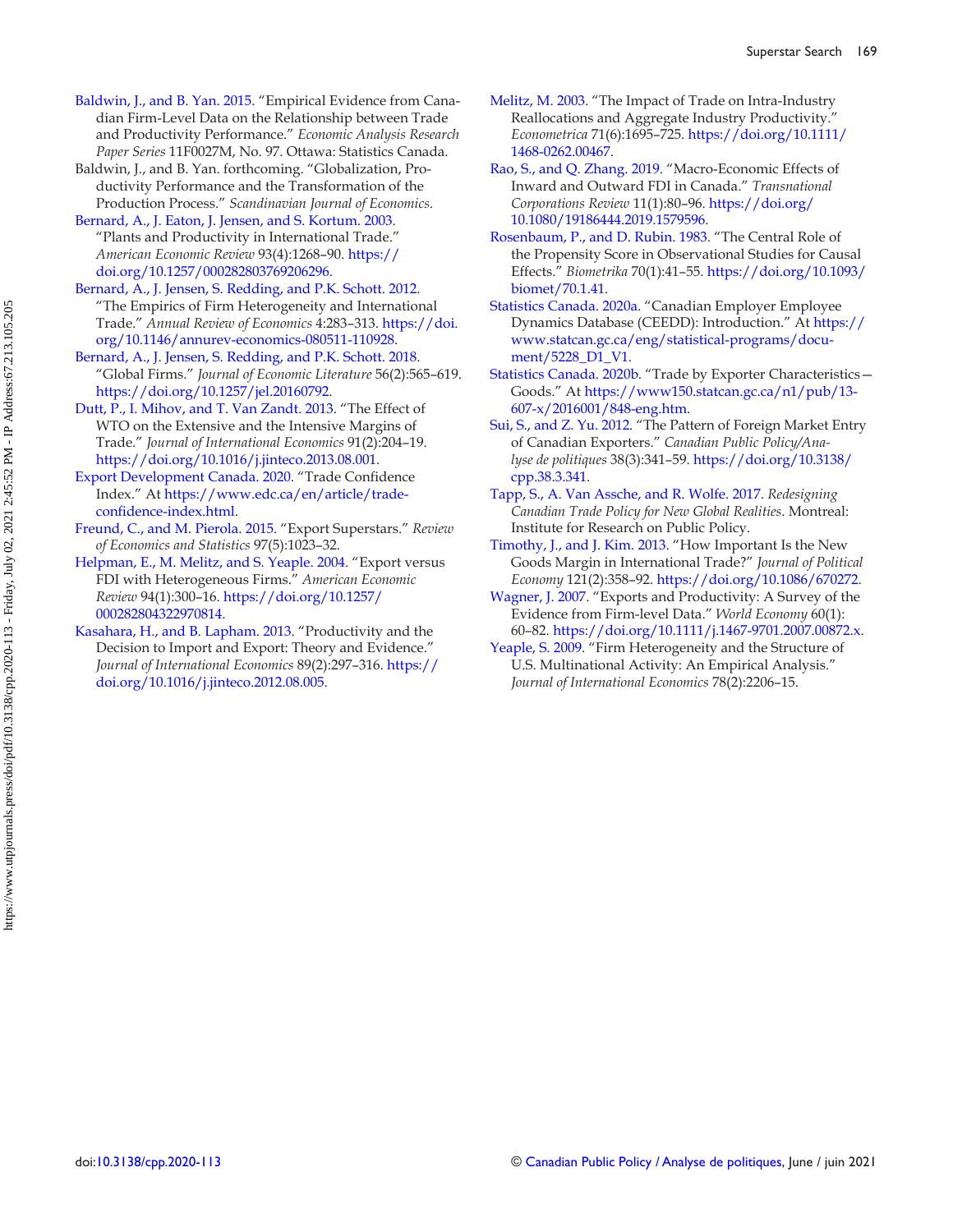Baldwin, J., and B. Yan. 2015. "Empirical Evidence from Canadian Firm-Level Data on the Relationship between Trade and Productivity Performance." *Economic Analysis Research Paper Series* 11F0027M, No. 97. Ottawa: Statistics Canada.

Baldwin, J., and B. Yan. forthcoming. "Globalization, Productivity Performance and the Transformation of the Production Process." *Scandinavian Journal of Economics*.

Bernard, A., J. Eaton, J. Jensen, and S. Kortum. 2003. "Plants and Productivity in International Trade." *American Economic Review* 93(4):1268–90. https://doi.org/10.1257/000282803769206296.

Bernard, A., J. Jensen, S. Redding, and P.K. Schott. 2012. "The Empirics of Firm Heterogeneity and International Trade." *Annual Review of Economics* 4:283–313. https://doi.org/10.1146/annurev-economics-080511-110928.

Bernard, A., J. Jensen, S. Redding, and P.K. Schott. 2018. "Global Firms." *Journal of Economic Literature* 56(2):565–619. https://doi.org/10.1257/jel.20160792.

Dutt, P., I. Mihov, and T. Van Zandt. 2013. "The Effect of WTO on the Extensive and the Intensive Margins of Trade." *Journal of International Economics* 91(2):204–19. https://doi.org/10.1016/j.jinteco.2013.08.001.

Export Development Canada. 2020. "Trade Confidence Index." At https://www.edc.ca/en/article/trade-confidence-index.html.

Freund, C., and M. Pierola. 2015. "Export Superstars." *Review of Economics and Statistics* 97(5):1023–32.

Helpman, E., M. Melitz, and S. Yeaple. 2004. "Export versus FDI with Heterogeneous Firms." *American Economic Review* 94(1):300–16. https://doi.org/10.1257/000282804322970814.

Kasahara, H., and B. Lapham. 2013. "Productivity and the Decision to Import and Export: Theory and Evidence." *Journal of International Economics* 89(2):297–316. https://doi.org/10.1016/j.jinteco.2012.08.005.

Melitz, M. 2003. "The Impact of Trade on Intra-Industry Reallocations and Aggregate Industry Productivity." *Econometrica* 71(6):1695–725. https://doi.org/10.1111/1468-0262.00467.

Rao, S., and Q. Zhang. 2019. "Macro-Economic Effects of Inward and Outward FDI in Canada." *Transnational Corporations Review* 11(1):80–96. https://doi.org/10.1080/19186444.2019.1579596.

Rosenbaum, P., and D. Rubin. 1983. "The Central Role of the Propensity Score in Observational Studies for Causal Effects." *Biometrika* 70(1):41–55. https://doi.org/10.1093/biomet/70.1.41.

Statistics Canada. 2020a. "Canadian Employer Employee Dynamics Database (CEEDD): Introduction." At https://www.statcan.gc.ca/eng/statistical-programs/document/5228_D1_V1.

Statistics Canada. 2020b. "Trade by Exporter Characteristics—Goods." At https://www150.statcan.gc.ca/n1/pub/13-607-x/2016001/848-eng.htm.

Sui, S., and Z. Yu. 2012. "The Pattern of Foreign Market Entry of Canadian Exporters." *Canadian Public Policy/Analyse de politiques* 38(3):341–59. https://doi.org/10.3138/cpp.38.3.341.

Tapp, S., A. Van Assche, and R. Wolfe. 2017. *Redesigning Canadian Trade Policy for New Global Realities*. Montreal: Institute for Research on Public Policy.

Timothy, J., and J. Kim. 2013. "How Important Is the New Goods Margin in International Trade?" *Journal of Political Economy* 121(2):358–92. https://doi.org/10.1086/670272.

Wagner, J. 2007. "Exports and Productivity: A Survey of the Evidence from Firm-level Data." *World Economy* 60(1): 60–82. https://doi.org/10.1111/j.1467-9701.2007.00872.x.

Yeaple, S. 2009. "Firm Heterogeneity and the Structure of U.S. Multinational Activity: An Empirical Analysis." *Journal of International Economics* 78(2):2206–15.